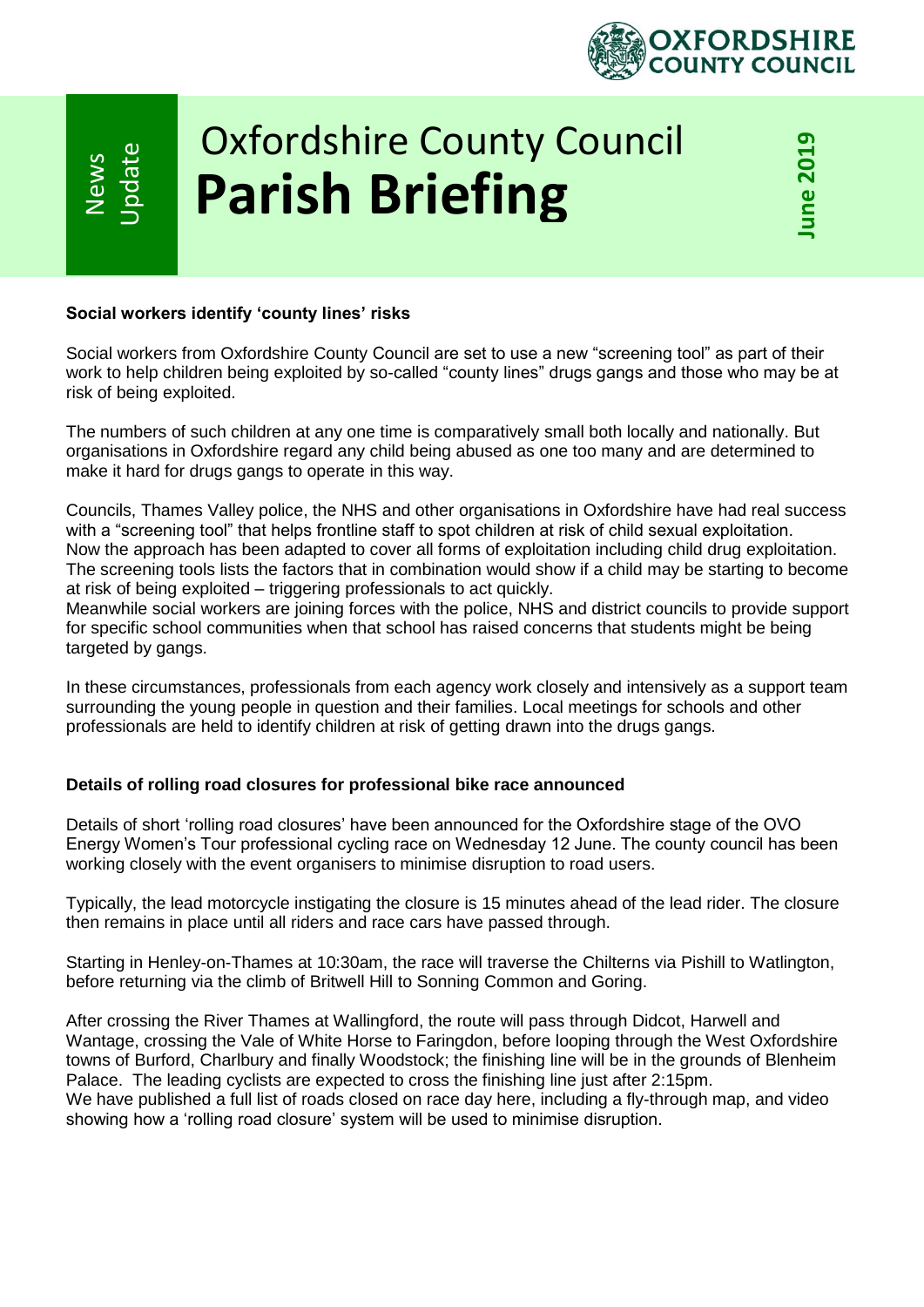OXFORDSHIRE COUNTY COUNCIL

News Update

# Oxfordshire County Council **Parish Briefing**

**June 2019**

### Social workers identify 'county lines' risks

Social workers from Oxfordshire County Council are set to use a new "screening tool" as part of their work to help children being exploited by so-called "county lines" drugs gangs and those who may be at risk of being exploited.

The numbers of such children at any one time is comparatively small both locally and nationally. But organisations in Oxfordshire regard any child being abused as one too many and are determined to make it hard for drugs gangs to operate in this way.

Councils, Thames Valley police, the NHS and other organisations in Oxfordshire have had real success with a "screening tool" that helps frontline staff to spot children at risk of child sexual exploitation. Now the approach has been adapted to cover all forms of exploitation including child drug exploitation. The screening tools lists the factors that in combination would show if a child may be starting to become at risk of being exploited – triggering professionals to act quickly.
Meanwhile social workers are joining forces with the police, NHS and district councils to provide support for specific school communities when that school has raised concerns that students might be being targeted by gangs.

In these circumstances, professionals from each agency work closely and intensively as a support team surrounding the young people in question and their families. Local meetings for schools and other professionals are held to identify children at risk of getting drawn into the drugs gangs.

### Details of rolling road closures for professional bike race announced

Details of short 'rolling road closures' have been announced for the Oxfordshire stage of the OVO Energy Women's Tour professional cycling race on Wednesday 12 June. The county council has been working closely with the event organisers to minimise disruption to road users.

Typically, the lead motorcycle instigating the closure is 15 minutes ahead of the lead rider. The closure then remains in place until all riders and race cars have passed through.

Starting in Henley-on-Thames at 10:30am, the race will traverse the Chilterns via Pishill to Watlington, before returning via the climb of Britwell Hill to Sonning Common and Goring.

After crossing the River Thames at Wallingford, the route will pass through Didcot, Harwell and Wantage, crossing the Vale of White Horse to Faringdon, before looping through the West Oxfordshire towns of Burford, Charlbury and finally Woodstock; the finishing line will be in the grounds of Blenheim Palace. The leading cyclists are expected to cross the finishing line just after 2:15pm.
We have published a full list of roads closed on race day here, including a fly-through map, and video showing how a 'rolling road closure' system will be used to minimise disruption.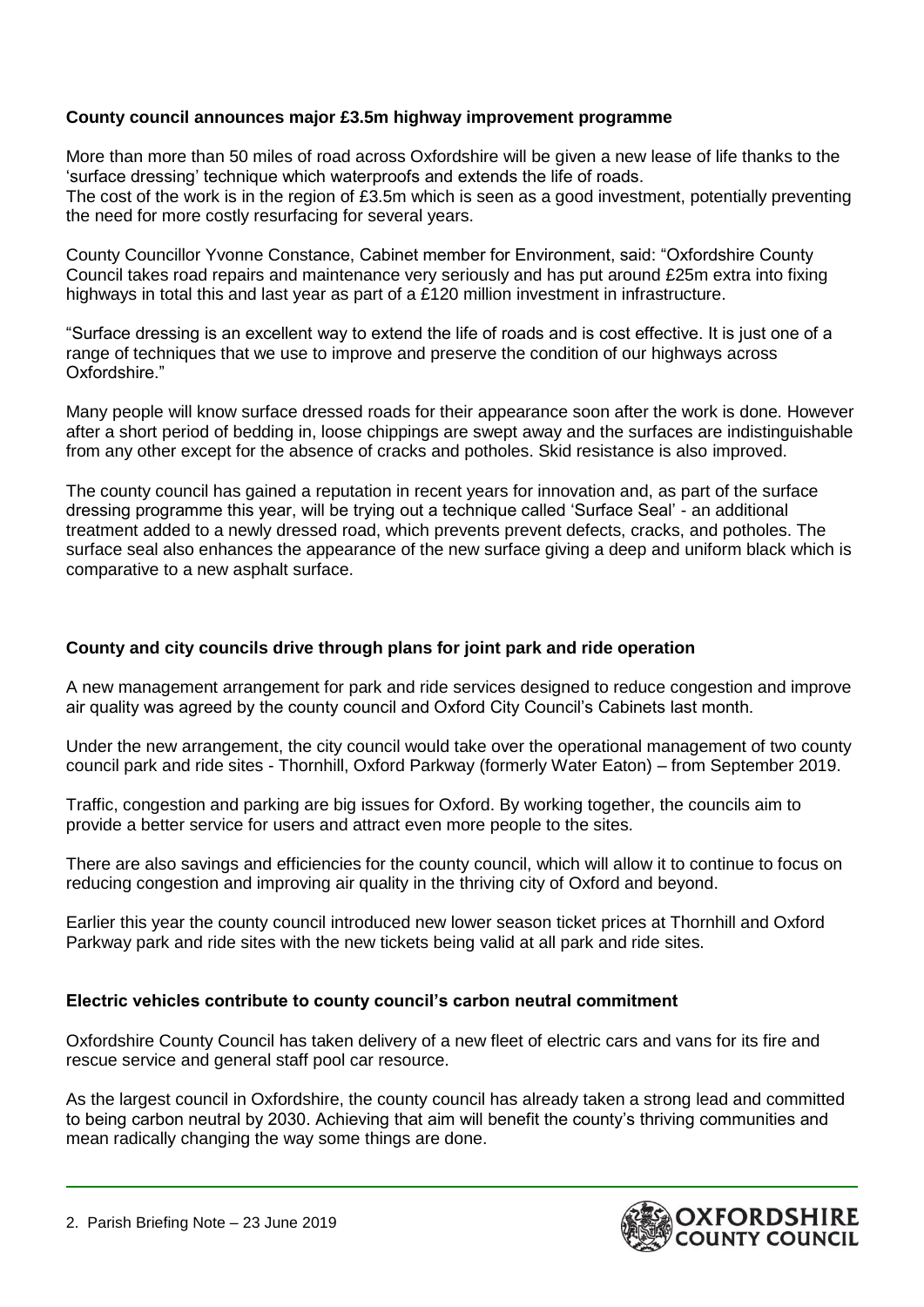**County council announces major £3.5m highway improvement programme**

More than more than 50 miles of road across Oxfordshire will be given a new lease of life thanks to the 'surface dressing' technique which waterproofs and extends the life of roads.
The cost of the work is in the region of £3.5m which is seen as a good investment, potentially preventing the need for more costly resurfacing for several years.

County Councillor Yvonne Constance, Cabinet member for Environment, said: "Oxfordshire County Council takes road repairs and maintenance very seriously and has put around £25m extra into fixing highways in total this and last year as part of a £120 million investment in infrastructure.

"Surface dressing is an excellent way to extend the life of roads and is cost effective. It is just one of a range of techniques that we use to improve and preserve the condition of our highways across Oxfordshire."

Many people will know surface dressed roads for their appearance soon after the work is done. However after a short period of bedding in, loose chippings are swept away and the surfaces are indistinguishable from any other except for the absence of cracks and potholes. Skid resistance is also improved.

The county council has gained a reputation in recent years for innovation and, as part of the surface dressing programme this year, will be trying out a technique called 'Surface Seal' - an additional treatment added to a newly dressed road, which prevents prevent defects, cracks, and potholes. The surface seal also enhances the appearance of the new surface giving a deep and uniform black which is comparative to a new asphalt surface.

**County and city councils drive through plans for joint park and ride operation**

A new management arrangement for park and ride services designed to reduce congestion and improve air quality was agreed by the county council and Oxford City Council's Cabinets last month.

Under the new arrangement, the city council would take over the operational management of two county council park and ride sites - Thornhill, Oxford Parkway (formerly Water Eaton) – from September 2019.

Traffic, congestion and parking are big issues for Oxford. By working together, the councils aim to provide a better service for users and attract even more people to the sites.

There are also savings and efficiencies for the county council, which will allow it to continue to focus on reducing congestion and improving air quality in the thriving city of Oxford and beyond.

Earlier this year the county council introduced new lower season ticket prices at Thornhill and Oxford Parkway park and ride sites with the new tickets being valid at all park and ride sites.

**Electric vehicles contribute to county council's carbon neutral commitment**

Oxfordshire County Council has taken delivery of a new fleet of electric cars and vans for its fire and rescue service and general staff pool car resource.

As the largest council in Oxfordshire, the county council has already taken a strong lead and committed to being carbon neutral by 2030. Achieving that aim will benefit the county's thriving communities and mean radically changing the way some things are done.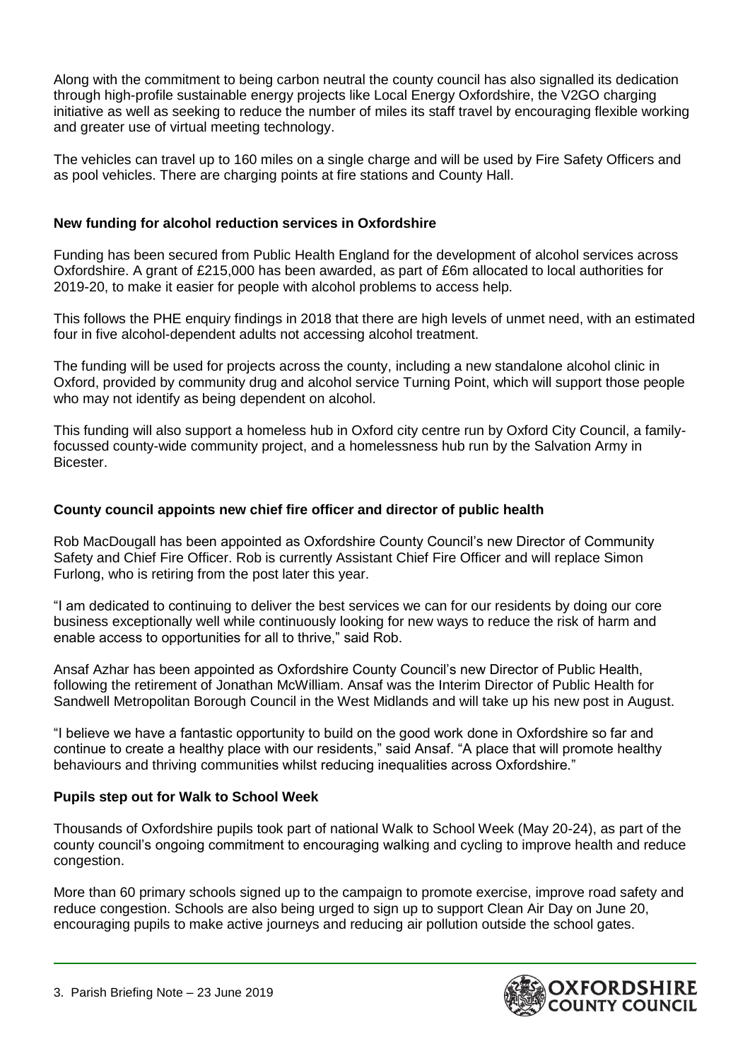Along with the commitment to being carbon neutral the county council has also signalled its dedication through high-profile sustainable energy projects like Local Energy Oxfordshire, the V2GO charging initiative as well as seeking to reduce the number of miles its staff travel by encouraging flexible working and greater use of virtual meeting technology.

The vehicles can travel up to 160 miles on a single charge and will be used by Fire Safety Officers and as pool vehicles. There are charging points at fire stations and County Hall.

**New funding for alcohol reduction services in Oxfordshire**

Funding has been secured from Public Health England for the development of alcohol services across Oxfordshire. A grant of £215,000 has been awarded, as part of £6m allocated to local authorities for 2019-20, to make it easier for people with alcohol problems to access help.

This follows the PHE enquiry findings in 2018 that there are high levels of unmet need, with an estimated four in five alcohol-dependent adults not accessing alcohol treatment.

The funding will be used for projects across the county, including a new standalone alcohol clinic in Oxford, provided by community drug and alcohol service Turning Point, which will support those people who may not identify as being dependent on alcohol.

This funding will also support a homeless hub in Oxford city centre run by Oxford City Council, a family-focussed county-wide community project, and a homelessness hub run by the Salvation Army in Bicester.

**County council appoints new chief fire officer and director of public health**

Rob MacDougall has been appointed as Oxfordshire County Council's new Director of Community Safety and Chief Fire Officer. Rob is currently Assistant Chief Fire Officer and will replace Simon Furlong, who is retiring from the post later this year.

"I am dedicated to continuing to deliver the best services we can for our residents by doing our core business exceptionally well while continuously looking for new ways to reduce the risk of harm and enable access to opportunities for all to thrive," said Rob.

Ansaf Azhar has been appointed as Oxfordshire County Council's new Director of Public Health, following the retirement of Jonathan McWilliam. Ansaf was the Interim Director of Public Health for Sandwell Metropolitan Borough Council in the West Midlands and will take up his new post in August.

"I believe we have a fantastic opportunity to build on the good work done in Oxfordshire so far and continue to create a healthy place with our residents," said Ansaf. "A place that will promote healthy behaviours and thriving communities whilst reducing inequalities across Oxfordshire."

**Pupils step out for Walk to School Week**

Thousands of Oxfordshire pupils took part of national Walk to School Week (May 20-24), as part of the county council's ongoing commitment to encouraging walking and cycling to improve health and reduce congestion.

More than 60 primary schools signed up to the campaign to promote exercise, improve road safety and reduce congestion. Schools are also being urged to sign up to support Clean Air Day on June 20, encouraging pupils to make active journeys and reducing air pollution outside the school gates.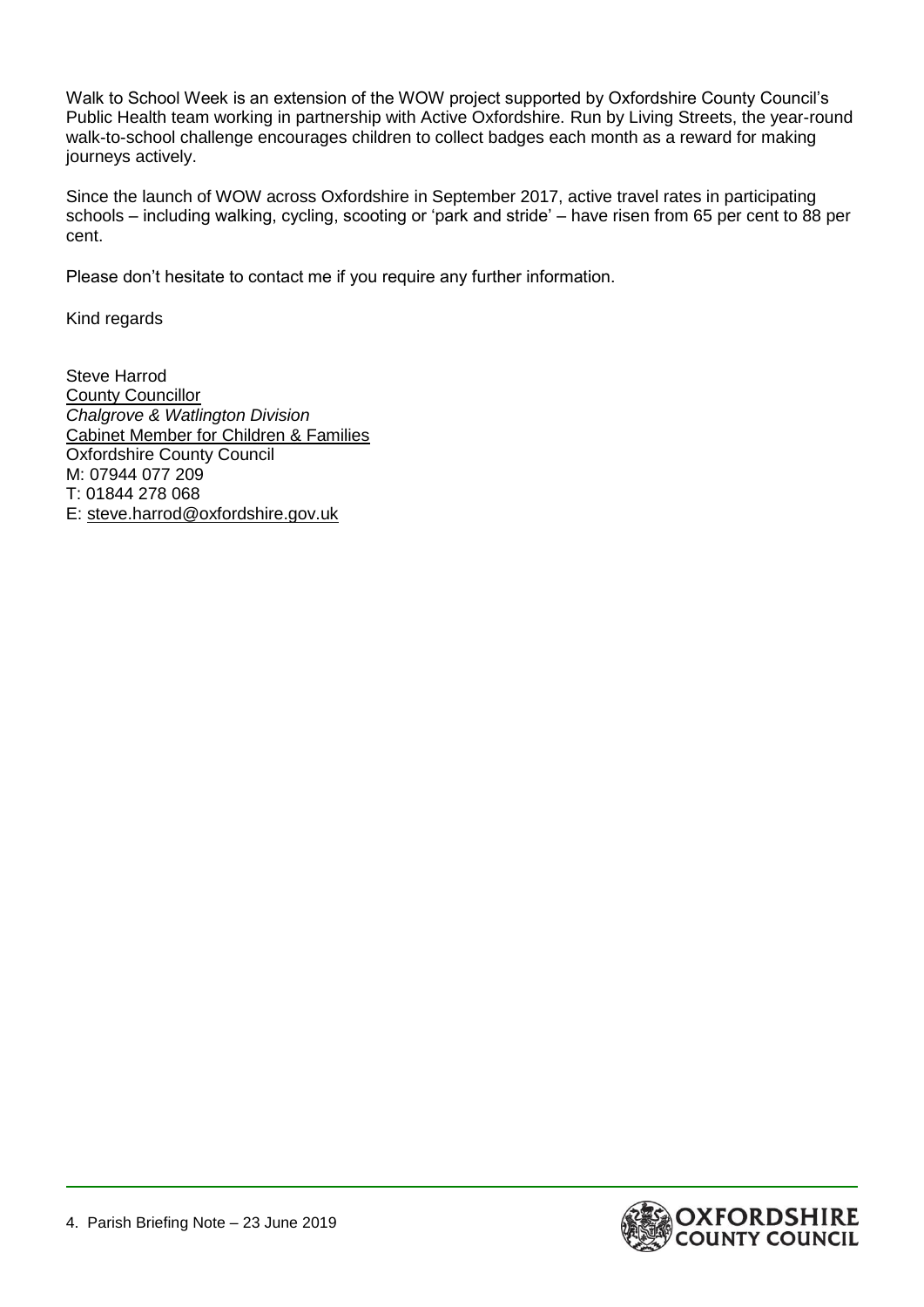Walk to School Week is an extension of the WOW project supported by Oxfordshire County Council's Public Health team working in partnership with Active Oxfordshire. Run by Living Streets, the year-round walk-to-school challenge encourages children to collect badges each month as a reward for making journeys actively.

Since the launch of WOW across Oxfordshire in September 2017, active travel rates in participating schools – including walking, cycling, scooting or 'park and stride' – have risen from 65 per cent to 88 per cent.

Please don't hesitate to contact me if you require any further information.

Kind regards

Steve Harrod  
County Councillor  
*Chalgrove & Watlington Division*  
Cabinet Member for Children & Families  
Oxfordshire County Council  
M: 07944 077 209  
T: 01844 278 068  
E: steve.harrod@oxfordshire.gov.uk